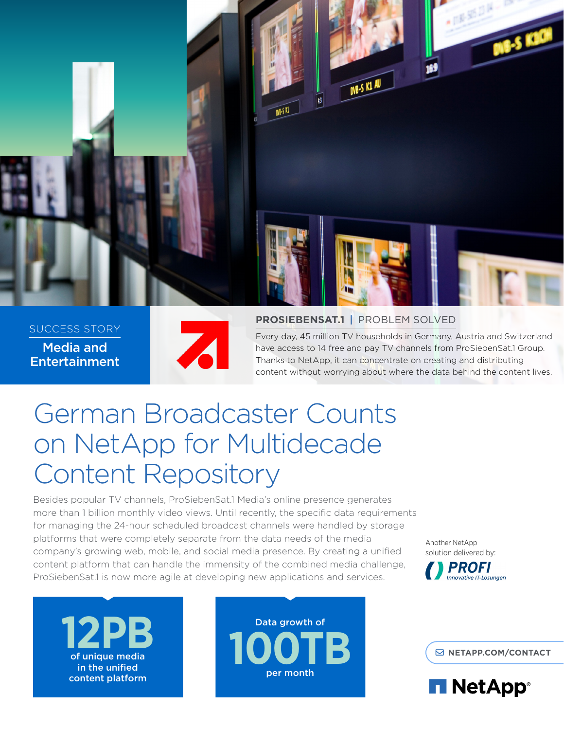SUCCESS STORY

**Media and Entertainment**

**PROSIEBENSAT.1** | PROBLEM SOLVED

Every day, 45 million TV households in Germany, Austria and Switzerland have access to 14 free and pay TV channels from ProSiebenSat.1 Group. Thanks to NetApp, it can concentrate on creating and distributing content without worrying about where the data behind the content lives.

# German Broadcaster Counts on NetApp for Multidecade Content Repository

Besides popular TV channels, ProSiebenSat.1 Media's online presence generates more than 1 billion monthly video views. Until recently, the specific data requirements for managing the 24-hour scheduled broadcast channels were handled by storage platforms that were completely separate from the data needs of the media company's growing web, mobile, and social media presence. By creating a unified content platform that can handle the immensity of the combined media challenge, ProSiebenSat.1 is now more agile at developing new applications and services.

Another NetApp solution delivered by: PROFI Innovative IT-Lösungen

**12PB** of unique media in the unified content platform

Data growth of **100TB** per month

NETAPP.COM/CONTACT

NetApp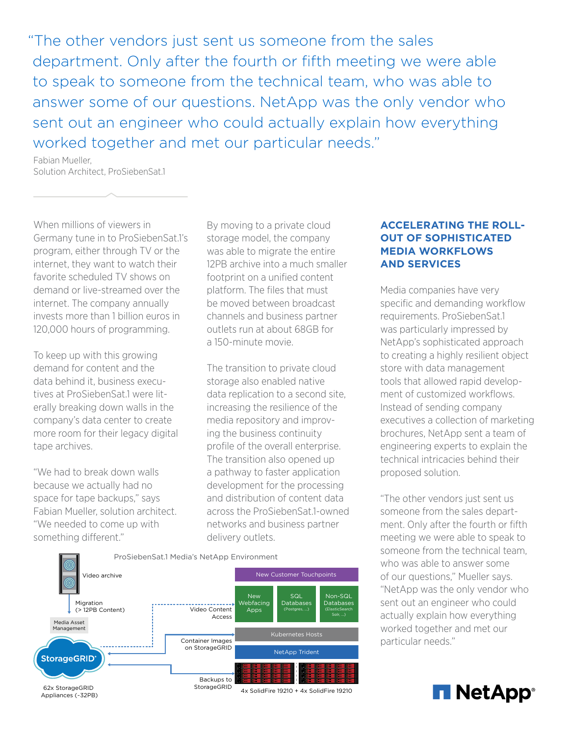> "The other vendors just sent us someone from the sales department. Only after the fourth or fifth meeting we were able to speak to someone from the technical team, who was able to answer some of our questions. NetApp was the only vendor who sent out an engineer who could actually explain how everything worked together and met our particular needs."
>
> Fabian Mueller,
> Solution Architect, ProSiebenSat.1

When millions of viewers in Germany tune in to ProSiebenSat.1's program, either through TV or the internet, they want to watch their favorite scheduled TV shows on demand or live-streamed over the internet. The company annually invests more than 1 billion euros in 120,000 hours of programming.

To keep up with this growing demand for content and the data behind it, business executives at ProSiebenSat.1 were literally breaking down walls in the company's data center to create more room for their legacy digital tape archives.

"We had to break down walls because we actually had no space for tape backups," says Fabian Mueller, solution architect. "We needed to come up with something different."

By moving to a private cloud storage model, the company was able to migrate the entire 12PB archive into a much smaller footprint on a unified content platform. The files that must be moved between broadcast channels and business partner outlets run at about 68GB for a 150-minute movie.

The transition to private cloud storage also enabled native data replication to a second site, increasing the resilience of the media repository and improving the business continuity profile of the overall enterprise. The transition also opened up a pathway to faster application development for the processing and distribution of content data across the ProSiebenSat.1-owned networks and business partner delivery outlets.

ProSiebenSat.1 Media's NetApp Environment

Video archive
Migration (> 12PB Content)
Media Asset Management
StorageGRID
62x StorageGRID Appliances (~32PB)
Video Content Access
Container Images on StorageGRID
Backups to StorageGRID
New Customer Touchpoints
New Webfacing Apps
SQL Databases (Postgres, ...)
Non-SQL Databases (ElasticSearch Solr, ...)
Kubernetes Hosts
NetApp Trident
4x SolidFire 19210 + 4x SolidFire 19210

## ACCELERATING THE ROLL-OUT OF SOPHISTICATED MEDIA WORKFLOWS AND SERVICES

Media companies have very specific and demanding workflow requirements. ProSiebenSat.1 was particularly impressed by NetApp's sophisticated approach to creating a highly resilient object store with data management tools that allowed rapid development of customized workflows. Instead of sending company executives a collection of marketing brochures, NetApp sent a team of engineering experts to explain the technical intricacies behind their proposed solution.

"The other vendors just sent us someone from the sales department. Only after the fourth or fifth meeting we were able to speak to someone from the technical team, who was able to answer some of our questions," Mueller says. "NetApp was the only vendor who sent out an engineer who could actually explain how everything worked together and met our particular needs."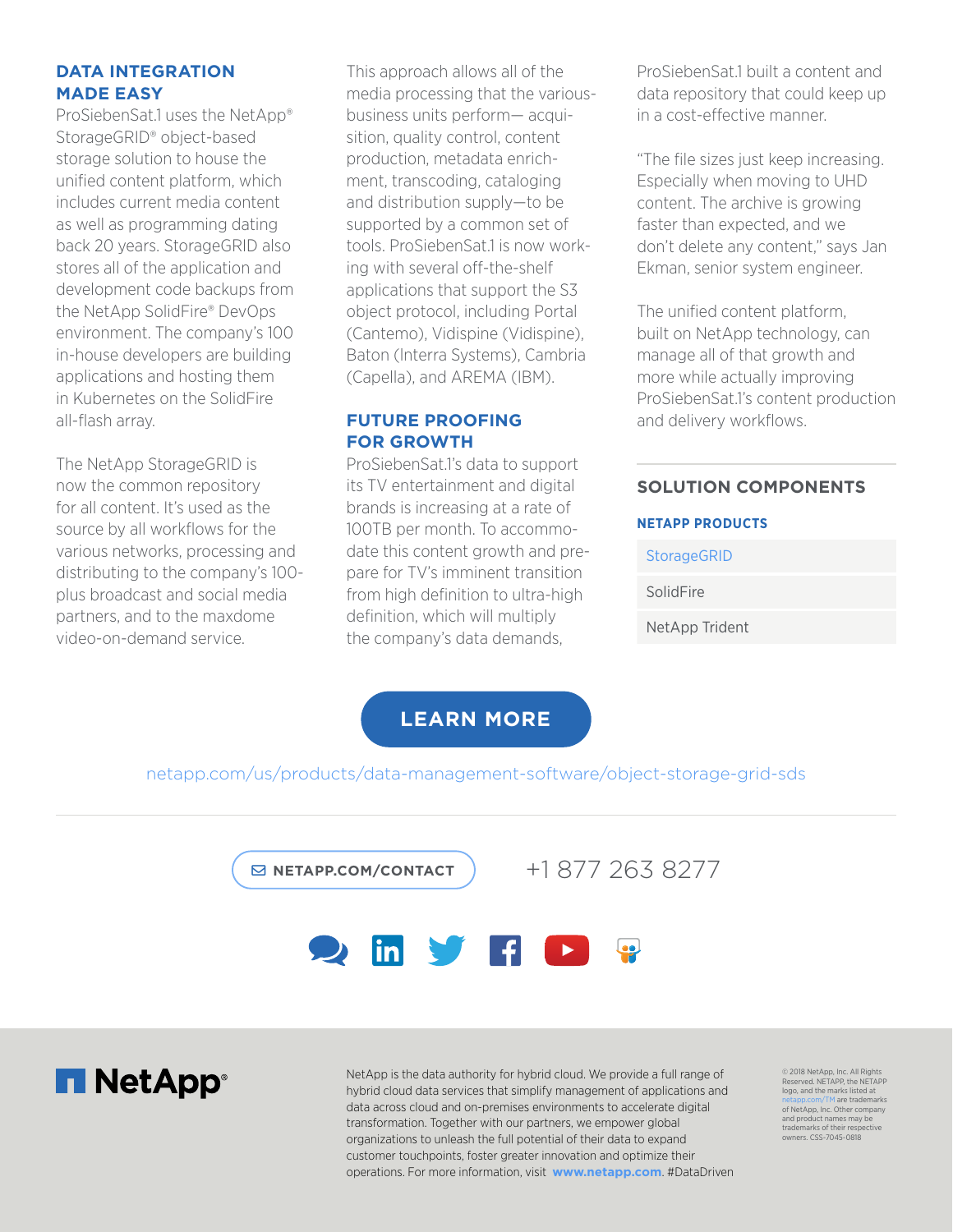## DATA INTEGRATION MADE EASY

ProSiebenSat.1 uses the NetApp® StorageGRID® object-based storage solution to house the unified content platform, which includes current media content as well as programming dating back 20 years. StorageGRID also stores all of the application and development code backups from the NetApp SolidFire® DevOps environment. The company's 100 in-house developers are building applications and hosting them in Kubernetes on the SolidFire all-flash array.

The NetApp StorageGRID is now the common repository for all content. It's used as the source by all workflows for the various networks, processing and distributing to the company's 100-plus broadcast and social media partners, and to the maxdome video-on-demand service.

This approach allows all of the media processing that the various-business units perform— acquisition, quality control, content production, metadata enrichment, transcoding, cataloging and distribution supply—to be supported by a common set of tools. ProSiebenSat.1 is now working with several off-the-shelf applications that support the S3 object protocol, including Portal (Cantemo), Vidispine (Vidispine), Baton (Interra Systems), Cambria (Capella), and AREMA (IBM).

## FUTURE PROOFING FOR GROWTH

ProSiebenSat.1's data to support its TV entertainment and digital brands is increasing at a rate of 100TB per month. To accommodate this content growth and prepare for TV's imminent transition from high definition to ultra-high definition, which will multiply the company's data demands, ProSiebenSat.1 built a content and data repository that could keep up in a cost-effective manner.

"The file sizes just keep increasing. Especially when moving to UHD content. The archive is growing faster than expected, and we don't delete any content," says Jan Ekman, senior system engineer.

The unified content platform, built on NetApp technology, can manage all of that growth and more while actually improving ProSiebenSat.1's content production and delivery workflows.

## SOLUTION COMPONENTS

### NETAPP PRODUCTS

- StorageGRID
- SolidFire
- NetApp Trident

**LEARN MORE**

netapp.com/us/products/data-management-software/object-storage-grid-sds

NETAPP.COM/CONTACT

+1 877 263 8277

NetApp

NetApp is the data authority for hybrid cloud. We provide a full range of hybrid cloud data services that simplify management of applications and data across cloud and on-premises environments to accelerate digital transformation. Together with our partners, we empower global organizations to unleash the full potential of their data to expand customer touchpoints, foster greater innovation and optimize their operations. For more information, visit **www.netapp.com**. #DataDriven

© 2018 NetApp, Inc. All Rights Reserved. NETAPP, the NETAPP logo, and the marks listed at netapp.com/TM are trademarks of NetApp, Inc. Other company and product names may be trademarks of their respective owners. CSS-7045-0818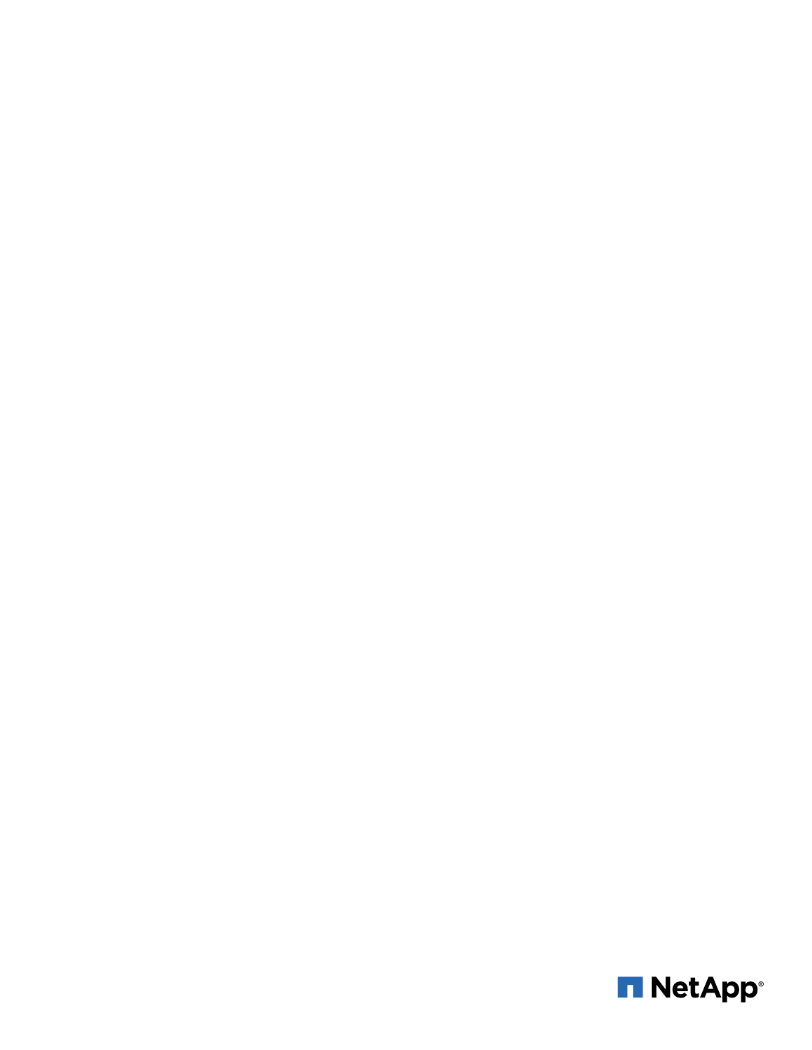NetApp®